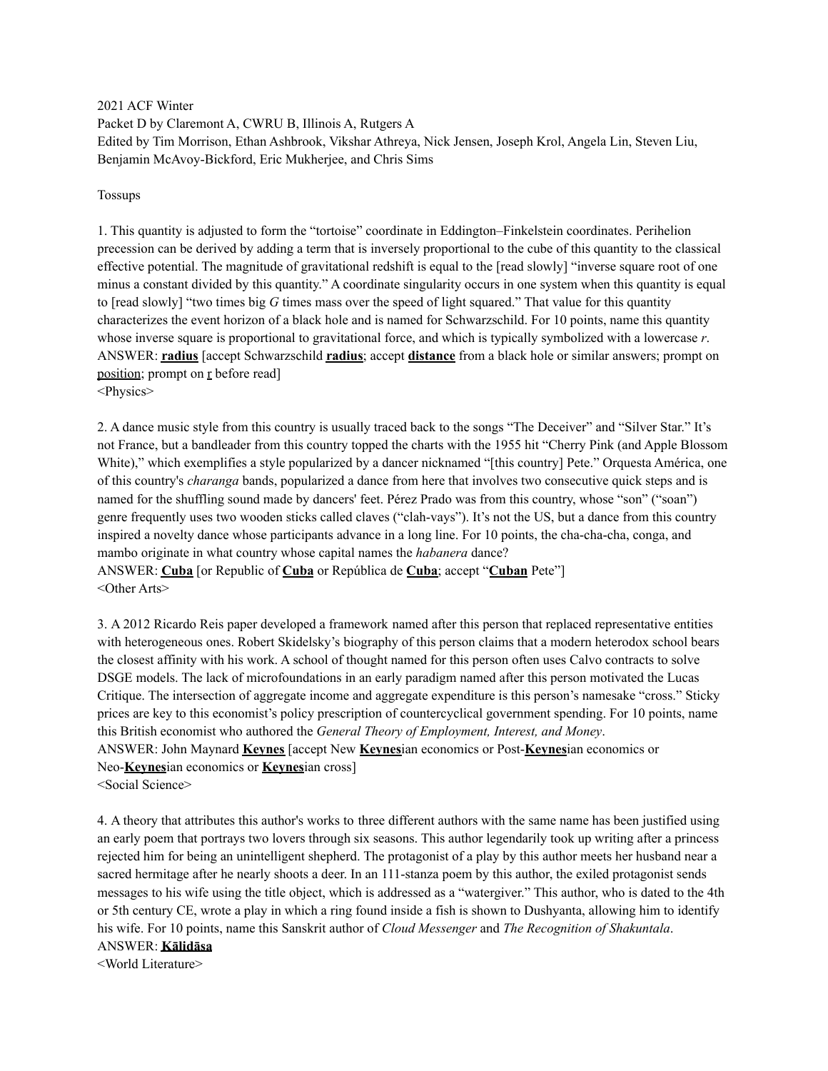2021 ACF Winter
Packet D by Claremont A, CWRU B, Illinois A, Rutgers A
Edited by Tim Morrison, Ethan Ashbrook, Vikshar Athreya, Nick Jensen, Joseph Krol, Angela Lin, Steven Liu, Benjamin McAvoy-Bickford, Eric Mukherjee, and Chris Sims

Tossups

1. This quantity is adjusted to form the "tortoise" coordinate in Eddington–Finkelstein coordinates. Perihelion precession can be derived by adding a term that is inversely proportional to the cube of this quantity to the classical effective potential. The magnitude of gravitational redshift is equal to the [read slowly] "inverse square root of one minus a constant divided by this quantity." A coordinate singularity occurs in one system when this quantity is equal to [read slowly] "two times big *G* times mass over the speed of light squared." That value for this quantity characterizes the event horizon of a black hole and is named for Schwarzschild. For 10 points, name this quantity whose inverse square is proportional to gravitational force, and which is typically symbolized with a lowercase *r*.
ANSWER: **radius** [accept Schwarzschild **radius**; accept **distance** from a black hole or similar answers; prompt on position; prompt on r before read]
<Physics>

2. A dance music style from this country is usually traced back to the songs "The Deceiver" and "Silver Star." It's not France, but a bandleader from this country topped the charts with the 1955 hit "Cherry Pink (and Apple Blossom White)," which exemplifies a style popularized by a dancer nicknamed "[this country] Pete." Orquesta América, one of this country's *charanga* bands, popularized a dance from here that involves two consecutive quick steps and is named for the shuffling sound made by dancers' feet. Pérez Prado was from this country, whose "son" ("soan") genre frequently uses two wooden sticks called claves ("clah-vays"). It's not the US, but a dance from this country inspired a novelty dance whose participants advance in a long line. For 10 points, the cha-cha-cha, conga, and mambo originate in what country whose capital names the *habanera* dance?
ANSWER: **Cuba** [or Republic of **Cuba** or República de **Cuba**; accept "**Cuban** Pete"]
<Other Arts>

3. A 2012 Ricardo Reis paper developed a framework named after this person that replaced representative entities with heterogeneous ones. Robert Skidelsky's biography of this person claims that a modern heterodox school bears the closest affinity with his work. A school of thought named for this person often uses Calvo contracts to solve DSGE models. The lack of microfoundations in an early paradigm named after this person motivated the Lucas Critique. The intersection of aggregate income and aggregate expenditure is this person's namesake "cross." Sticky prices are key to this economist's policy prescription of countercyclical government spending. For 10 points, name this British economist who authored the *General Theory of Employment, Interest, and Money*.
ANSWER: John Maynard **Keynes** [accept New **Keynes**ian economics or Post-**Keynes**ian economics or Neo-**Keynes**ian economics or **Keynes**ian cross]
<Social Science>

4. A theory that attributes this author's works to three different authors with the same name has been justified using an early poem that portrays two lovers through six seasons. This author legendarily took up writing after a princess rejected him for being an unintelligent shepherd. The protagonist of a play by this author meets her husband near a sacred hermitage after he nearly shoots a deer. In an 111-stanza poem by this author, the exiled protagonist sends messages to his wife using the title object, which is addressed as a "watergiver." This author, who is dated to the 4th or 5th century CE, wrote a play in which a ring found inside a fish is shown to Dushyanta, allowing him to identify his wife. For 10 points, name this Sanskrit author of *Cloud Messenger* and *The Recognition of Shakuntala*.
ANSWER: **Kālidāsa**
<World Literature>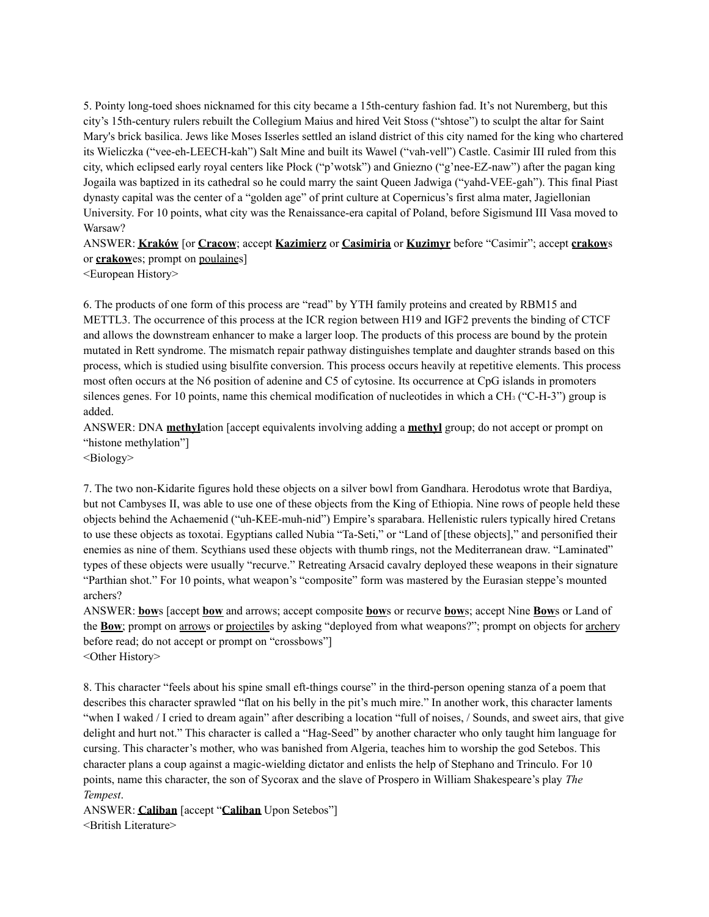5. Pointy long-toed shoes nicknamed for this city became a 15th-century fashion fad. It's not Nuremberg, but this city's 15th-century rulers rebuilt the Collegium Maius and hired Veit Stoss ("shtose") to sculpt the altar for Saint Mary's brick basilica. Jews like Moses Isserles settled an island district of this city named for the king who chartered its Wieliczka ("vee-eh-LEECH-kah") Salt Mine and built its Wawel ("vah-vell") Castle. Casimir III ruled from this city, which eclipsed early royal centers like Płock ("p'wotsk") and Gniezno ("g'nee-EZ-naw") after the pagan king Jogaila was baptized in its cathedral so he could marry the saint Queen Jadwiga ("yahd-VEE-gah"). This final Piast dynasty capital was the center of a "golden age" of print culture at Copernicus's first alma mater, Jagiellonian University. For 10 points, what city was the Renaissance-era capital of Poland, before Sigismund III Vasa moved to Warsaw?

ANSWER: **Kraków** [or **Cracow**; accept **Kazimierz** or **Casimiria** or **Kuzimyr** before "Casimir"; accept **crakow**s or **crakow**es; prompt on poulaines]

<European History>

6. The products of one form of this process are "read" by YTH family proteins and created by RBM15 and METTL3. The occurrence of this process at the ICR region between H19 and IGF2 prevents the binding of CTCF and allows the downstream enhancer to make a larger loop. The products of this process are bound by the protein mutated in Rett syndrome. The mismatch repair pathway distinguishes template and daughter strands based on this process, which is studied using bisulfite conversion. This process occurs heavily at repetitive elements. This process most often occurs at the N6 position of adenine and C5 of cytosine. Its occurrence at CpG islands in promoters silences genes. For 10 points, name this chemical modification of nucleotides in which a $CH_3$ ("C-H-3") group is added.

ANSWER: DNA **methyl**ation [accept equivalents involving adding a **methyl** group; do not accept or prompt on "histone methylation"]

<Biology>

7. The two non-Kidarite figures hold these objects on a silver bowl from Gandhara. Herodotus wrote that Bardiya, but not Cambyses II, was able to use one of these objects from the King of Ethiopia. Nine rows of people held these objects behind the Achaemenid ("uh-KEE-muh-nid") Empire's sparabara. Hellenistic rulers typically hired Cretans to use these objects as toxotai. Egyptians called Nubia "Ta-Seti," or "Land of [these objects]," and personified their enemies as nine of them. Scythians used these objects with thumb rings, not the Mediterranean draw. "Laminated" types of these objects were usually "recurve." Retreating Arsacid cavalry deployed these weapons in their signature "Parthian shot." For 10 points, what weapon's "composite" form was mastered by the Eurasian steppe's mounted archers?

ANSWER: **bow**s [accept **bow** and arrows; accept composite **bow**s or recurve **bow**s; accept Nine **Bow**s or Land of the **Bow**; prompt on arrows or projectiles by asking "deployed from what weapons?"; prompt on objects for archery before read; do not accept or prompt on "crossbows"]

<Other History>

8. This character "feels about his spine small eft-things course" in the third-person opening stanza of a poem that describes this character sprawled "flat on his belly in the pit's much mire." In another work, this character laments "when I waked / I cried to dream again" after describing a location "full of noises, / Sounds, and sweet airs, that give delight and hurt not." This character is called a "Hag-Seed" by another character who only taught him language for cursing. This character's mother, who was banished from Algeria, teaches him to worship the god Setebos. This character plans a coup against a magic-wielding dictator and enlists the help of Stephano and Trinculo. For 10 points, name this character, the son of Sycorax and the slave of Prospero in William Shakespeare's play *The Tempest*.

ANSWER: **Caliban** [accept "**Caliban** Upon Setebos"]

<British Literature>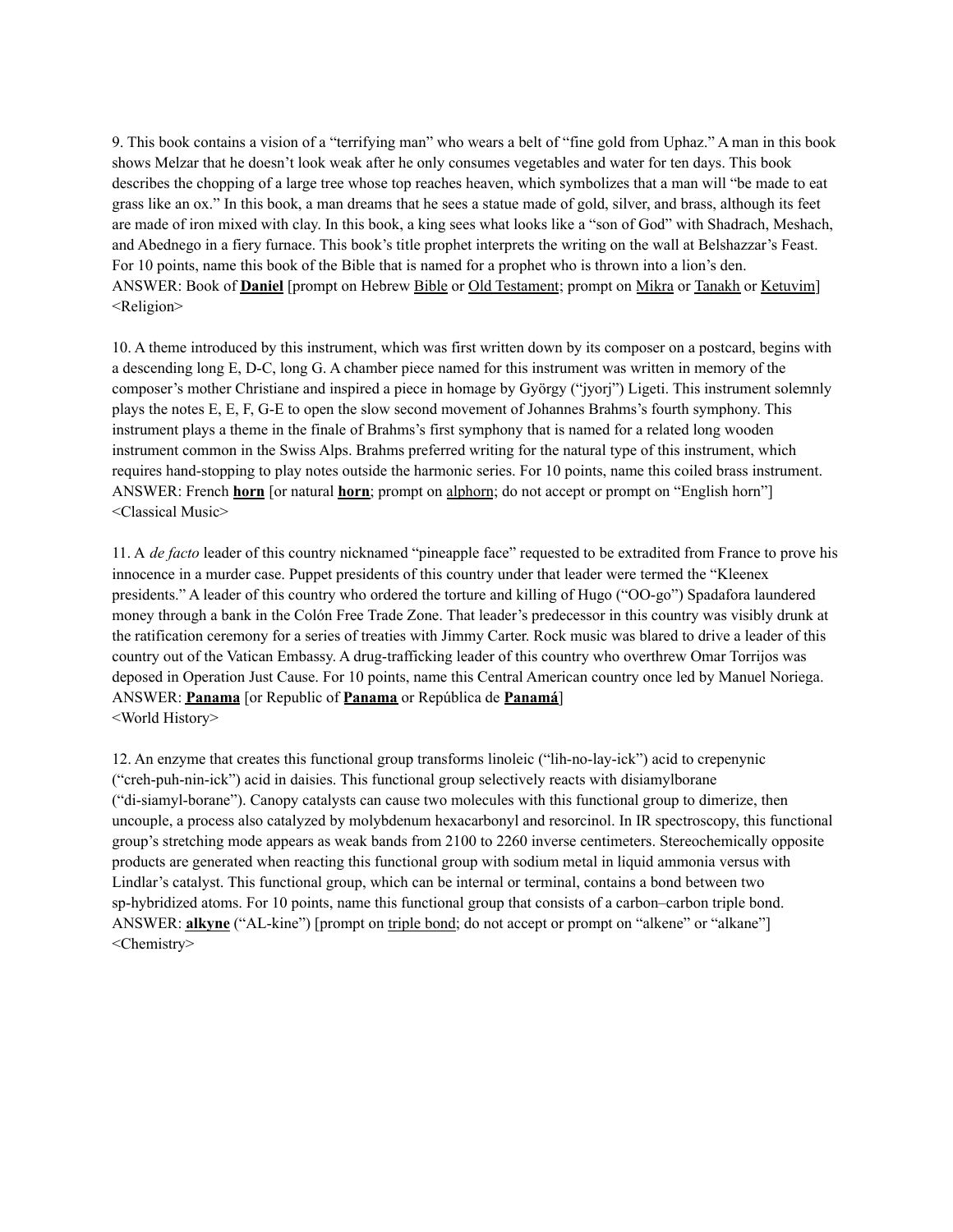9. This book contains a vision of a "terrifying man" who wears a belt of "fine gold from Uphaz." A man in this book shows Melzar that he doesn't look weak after he only consumes vegetables and water for ten days. This book describes the chopping of a large tree whose top reaches heaven, which symbolizes that a man will "be made to eat grass like an ox." In this book, a man dreams that he sees a statue made of gold, silver, and brass, although its feet are made of iron mixed with clay. In this book, a king sees what looks like a "son of God" with Shadrach, Meshach, and Abednego in a fiery furnace. This book's title prophet interprets the writing on the wall at Belshazzar's Feast. For 10 points, name this book of the Bible that is named for a prophet who is thrown into a lion's den.
ANSWER: Book of **Daniel** [prompt on Hebrew Bible or Old Testament; prompt on Mikra or Tanakh or Ketuvim]
<Religion>

10. A theme introduced by this instrument, which was first written down by its composer on a postcard, begins with a descending long E, D-C, long G. A chamber piece named for this instrument was written in memory of the composer's mother Christiane and inspired a piece in homage by György ("jyorj") Ligeti. This instrument solemnly plays the notes E, E, F, G-E to open the slow second movement of Johannes Brahms's fourth symphony. This instrument plays a theme in the finale of Brahms's first symphony that is named for a related long wooden instrument common in the Swiss Alps. Brahms preferred writing for the natural type of this instrument, which requires hand-stopping to play notes outside the harmonic series. For 10 points, name this coiled brass instrument.
ANSWER: French **horn** [or natural **horn**; prompt on alphorn; do not accept or prompt on "English horn"]
<Classical Music>

11. A *de facto* leader of this country nicknamed "pineapple face" requested to be extradited from France to prove his innocence in a murder case. Puppet presidents of this country under that leader were termed the "Kleenex presidents." A leader of this country who ordered the torture and killing of Hugo ("OO-go") Spadafora laundered money through a bank in the Colón Free Trade Zone. That leader's predecessor in this country was visibly drunk at the ratification ceremony for a series of treaties with Jimmy Carter. Rock music was blared to drive a leader of this country out of the Vatican Embassy. A drug-trafficking leader of this country who overthrew Omar Torrijos was deposed in Operation Just Cause. For 10 points, name this Central American country once led by Manuel Noriega.
ANSWER: **Panama** [or Republic of **Panama** or República de **Panamá**]
<World History>

12. An enzyme that creates this functional group transforms linoleic ("lih-no-lay-ick") acid to crepenynic ("creh-puh-nin-ick") acid in daisies. This functional group selectively reacts with disiamylborane ("di-siamyl-borane"). Canopy catalysts can cause two molecules with this functional group to dimerize, then uncouple, a process also catalyzed by molybdenum hexacarbonyl and resorcinol. In IR spectroscopy, this functional group's stretching mode appears as weak bands from 2100 to 2260 inverse centimeters. Stereochemically opposite products are generated when reacting this functional group with sodium metal in liquid ammonia versus with Lindlar's catalyst. This functional group, which can be internal or terminal, contains a bond between two sp-hybridized atoms. For 10 points, name this functional group that consists of a carbon–carbon triple bond.
ANSWER: **alkyne** ("AL-kine") [prompt on triple bond; do not accept or prompt on "alkene" or "alkane"]
<Chemistry>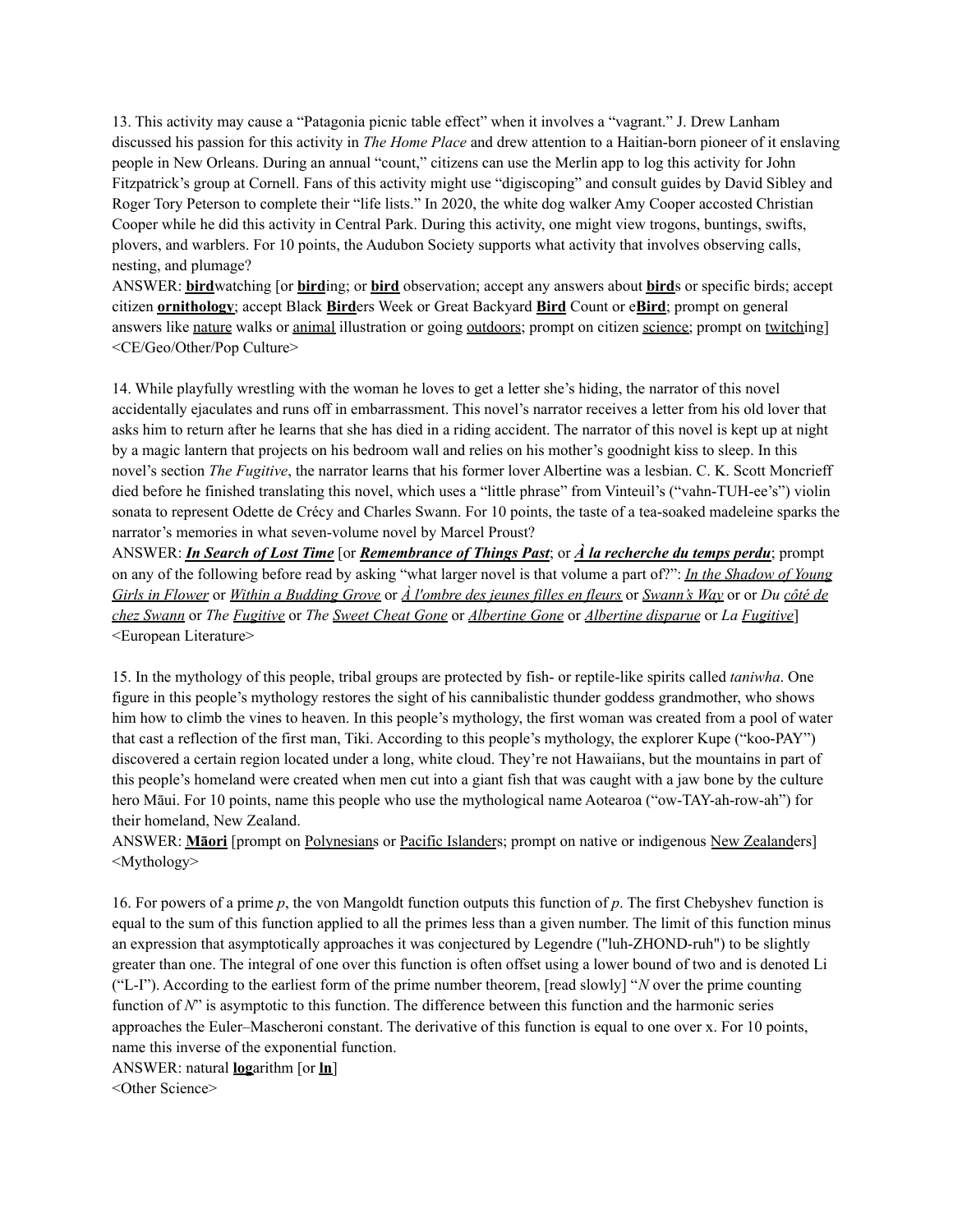13. This activity may cause a "Patagonia picnic table effect" when it involves a "vagrant." J. Drew Lanham discussed his passion for this activity in *The Home Place* and drew attention to a Haitian-born pioneer of it enslaving people in New Orleans. During an annual "count," citizens can use the Merlin app to log this activity for John Fitzpatrick's group at Cornell. Fans of this activity might use "digiscoping" and consult guides by David Sibley and Roger Tory Peterson to complete their "life lists." In 2020, the white dog walker Amy Cooper accosted Christian Cooper while he did this activity in Central Park. During this activity, one might view trogons, buntings, swifts, plovers, and warblers. For 10 points, the Audubon Society supports what activity that involves observing calls, nesting, and plumage?

ANSWER: **<u>bird</u>**watching [or **<u>bird</u>**ing; or **<u>bird</u>** observation; accept any answers about **<u>bird</u>**s or specific birds; accept citizen **<u>ornithology</u>**; accept Black **<u>Bird</u>**ers Week or Great Backyard **<u>Bird</u>** Count or e**<u>Bird</u>**; prompt on general answers like <u>nature</u> walks or <u>animal</u> illustration or going <u>outdoors</u>; prompt on citizen <u>science</u>; prompt on <u>twitch</u>ing]

<CE/Geo/Other/Pop Culture>

14. While playfully wrestling with the woman he loves to get a letter she's hiding, the narrator of this novel accidentally ejaculates and runs off in embarrassment. This novel's narrator receives a letter from his old lover that asks him to return after he learns that she has died in a riding accident. The narrator of this novel is kept up at night by a magic lantern that projects on his bedroom wall and relies on his mother's goodnight kiss to sleep. In this novel's section *The Fugitive*, the narrator learns that his former lover Albertine was a lesbian. C. K. Scott Moncrieff died before he finished translating this novel, which uses a "little phrase" from Vinteuil's ("vahn-TUH-ee's") violin sonata to represent Odette de Crécy and Charles Swann. For 10 points, the taste of a tea-soaked madeleine sparks the narrator's memories in what seven-volume novel by Marcel Proust?

ANSWER: ***<u>In Search of Lost Time</u>*** [or ***<u>Remembrance of Things Past</u>***; or ***<u>À la recherche du temps perdu</u>***; prompt on any of the following before read by asking "what larger novel is that volume a part of?": *<u>In the Shadow of Young Girls in Flower</u>* or *<u>Within a Budding Grove</u>* or *<u>À l'ombre des jeunes filles en fleurs</u>* or *<u>Swann's Way</u>* or or *Du <u>côté de chez Swann</u>* or *The <u>Fugitive</u>* or *The <u>Sweet Cheat Gone</u>* or *<u>Albertine Gone</u>* or *<u>Albertine disparue</u>* or *La <u>Fugitive</u>*]

<European Literature>

15. In the mythology of this people, tribal groups are protected by fish- or reptile-like spirits called *taniwha*. One figure in this people's mythology restores the sight of his cannibalistic thunder goddess grandmother, who shows him how to climb the vines to heaven. In this people's mythology, the first woman was created from a pool of water that cast a reflection of the first man, Tiki. According to this people's mythology, the explorer Kupe ("koo-PAY") discovered a certain region located under a long, white cloud. They're not Hawaiians, but the mountains in part of this people's homeland were created when men cut into a giant fish that was caught with a jaw bone by the culture hero Māui. For 10 points, name this people who use the mythological name Aotearoa ("ow-TAY-ah-row-ah") for their homeland, New Zealand.

ANSWER: **<u>Māori</u>** [prompt on <u>Polynesian</u>s or <u>Pacific Islander</u>s; prompt on native or indigenous <u>New Zealand</u>ers]

<Mythology>

16. For powers of a prime *p*, the von Mangoldt function outputs this function of *p*. The first Chebyshev function is equal to the sum of this function applied to all the primes less than a given number. The limit of this function minus an expression that asymptotically approaches it was conjectured by Legendre ("luh-ZHOND-ruh") to be slightly greater than one. The integral of one over this function is often offset using a lower bound of two and is denoted Li ("L-I"). According to the earliest form of the prime number theorem, [read slowly] "*N* over the prime counting function of *N*" is asymptotic to this function. The difference between this function and the harmonic series approaches the Euler–Mascheroni constant. The derivative of this function is equal to one over x. For 10 points, name this inverse of the exponential function.

ANSWER: natural **<u>log</u>**arithm [or **<u>ln</u>**]

<Other Science>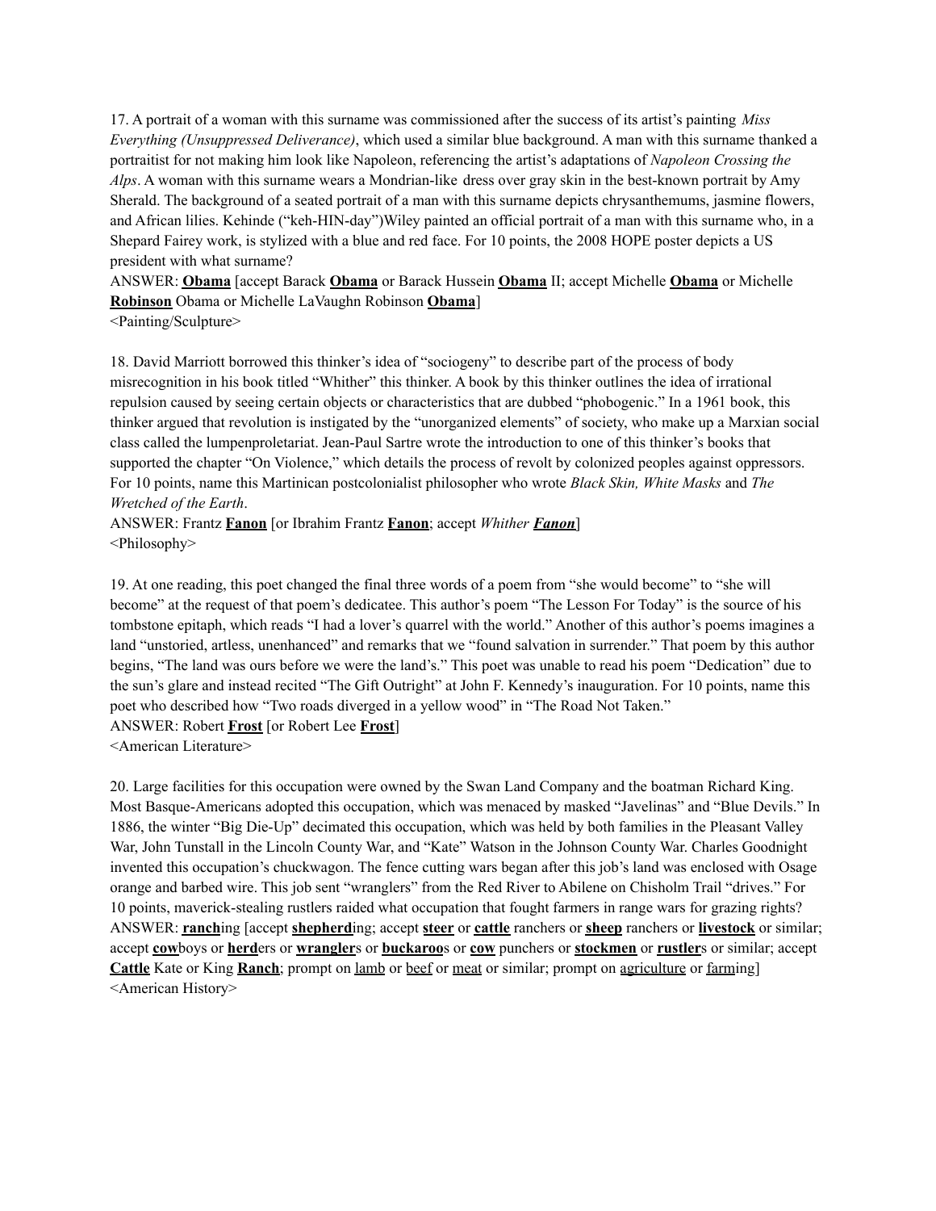17. A portrait of a woman with this surname was commissioned after the success of its artist's painting *Miss Everything (Unsuppressed Deliverance)*, which used a similar blue background. A man with this surname thanked a portraitist for not making him look like Napoleon, referencing the artist's adaptations of *Napoleon Crossing the Alps*. A woman with this surname wears a Mondrian-like dress over gray skin in the best-known portrait by Amy Sherald. The background of a seated portrait of a man with this surname depicts chrysanthemums, jasmine flowers, and African lilies. Kehinde ("keh-HIN-day")Wiley painted an official portrait of a man with this surname who, in a Shepard Fairey work, is stylized with a blue and red face. For 10 points, the 2008 HOPE poster depicts a US president with what surname?

ANSWER: **<u>Obama</u>** [accept Barack **<u>Obama</u>** or Barack Hussein **<u>Obama</u>** II; accept Michelle **<u>Obama</u>** or Michelle **<u>Robinson</u>** Obama or Michelle LaVaughn Robinson **<u>Obama</u>**]

<Painting/Sculpture>

18. David Marriott borrowed this thinker's idea of "sociogeny" to describe part of the process of body misrecognition in his book titled "Whither" this thinker. A book by this thinker outlines the idea of irrational repulsion caused by seeing certain objects or characteristics that are dubbed "phobogenic." In a 1961 book, this thinker argued that revolution is instigated by the "unorganized elements" of society, who make up a Marxian social class called the lumpenproletariat. Jean-Paul Sartre wrote the introduction to one of this thinker's books that supported the chapter "On Violence," which details the process of revolt by colonized peoples against oppressors. For 10 points, name this Martinican postcolonialist philosopher who wrote *Black Skin, White Masks* and *The Wretched of the Earth*.

ANSWER: Frantz **<u>Fanon</u>** [or Ibrahim Frantz **<u>Fanon</u>**; accept *Whither **<u>Fanon</u>***]

<Philosophy>

19. At one reading, this poet changed the final three words of a poem from "she would become" to "she will become" at the request of that poem's dedicatee. This author's poem "The Lesson For Today" is the source of his tombstone epitaph, which reads "I had a lover's quarrel with the world." Another of this author's poems imagines a land "unstoried, artless, unenhanced" and remarks that we "found salvation in surrender." That poem by this author begins, "The land was ours before we were the land's." This poet was unable to read his poem "Dedication" due to the sun's glare and instead recited "The Gift Outright" at John F. Kennedy's inauguration. For 10 points, name this poet who described how "Two roads diverged in a yellow wood" in "The Road Not Taken."

ANSWER: Robert **<u>Frost</u>** [or Robert Lee **<u>Frost</u>**]

<American Literature>

20. Large facilities for this occupation were owned by the Swan Land Company and the boatman Richard King. Most Basque-Americans adopted this occupation, which was menaced by masked "Javelinas" and "Blue Devils." In 1886, the winter "Big Die-Up" decimated this occupation, which was held by both families in the Pleasant Valley War, John Tunstall in the Lincoln County War, and "Kate" Watson in the Johnson County War. Charles Goodnight invented this occupation's chuckwagon. The fence cutting wars began after this job's land was enclosed with Osage orange and barbed wire. This job sent "wranglers" from the Red River to Abilene on Chisholm Trail "drives." For 10 points, maverick-stealing rustlers raided what occupation that fought farmers in range wars for grazing rights?

ANSWER: **<u>ranch</u>**ing [accept **<u>shepherd</u>**ing; accept **<u>steer</u>** or **<u>cattle</u>** ranchers or **<u>sheep</u>** ranchers or **<u>livestock</u>** or similar; accept **<u>cow</u>**boys or **<u>herd</u>**ers or **<u>wrangler</u>**s or **<u>buckaroo</u>**s or **<u>cow</u>** punchers or **<u>stockmen</u>** or **<u>rustler</u>**s or similar; accept **<u>Cattle</u>** Kate or King **<u>Ranch</u>**; prompt on <u>lamb</u> or <u>beef</u> or <u>meat</u> or similar; prompt on <u>agriculture</u> or <u>farm</u>ing]

<American History>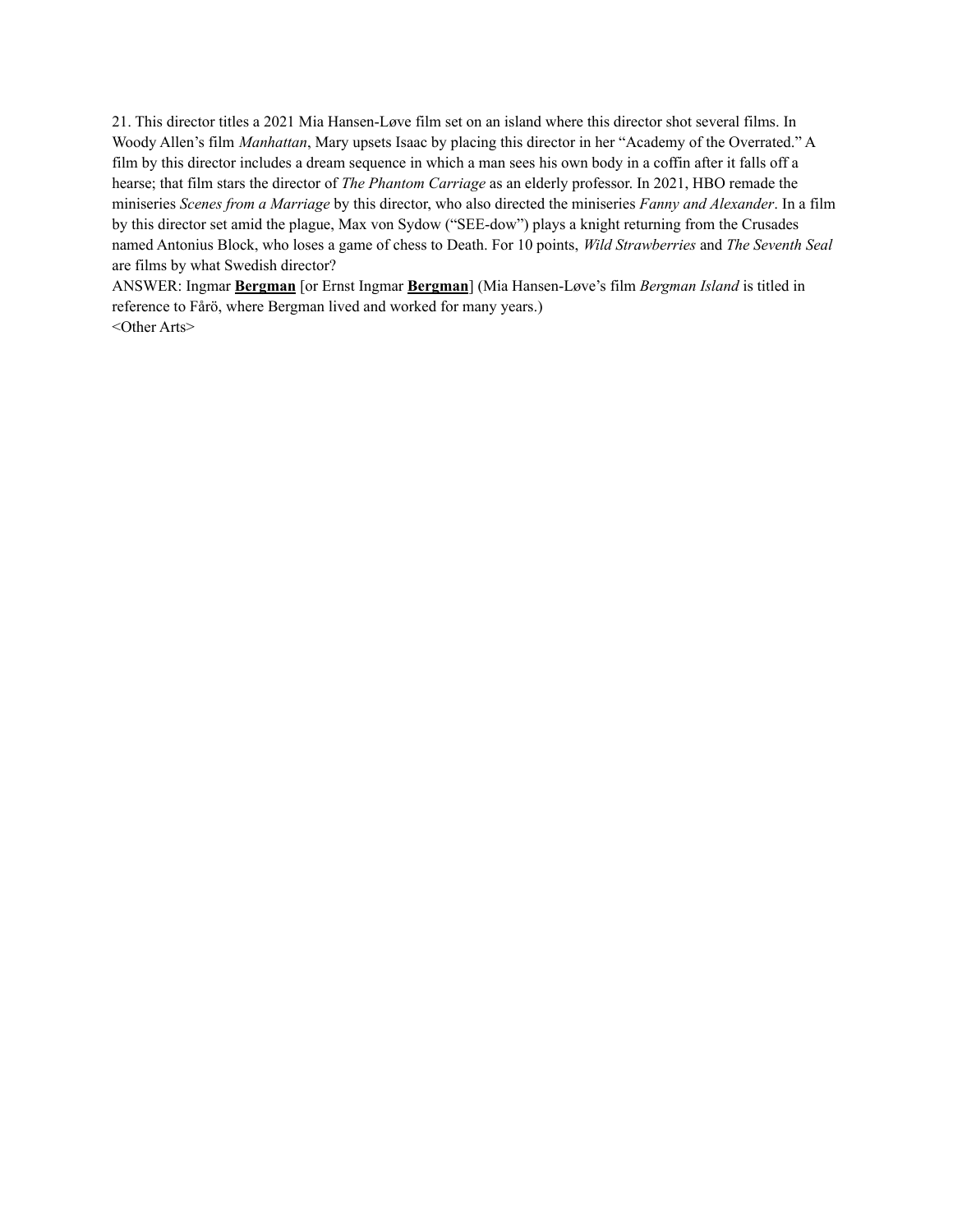21. This director titles a 2021 Mia Hansen-Løve film set on an island where this director shot several films. In Woody Allen's film *Manhattan*, Mary upsets Isaac by placing this director in her "Academy of the Overrated." A film by this director includes a dream sequence in which a man sees his own body in a coffin after it falls off a hearse; that film stars the director of *The Phantom Carriage* as an elderly professor. In 2021, HBO remade the miniseries *Scenes from a Marriage* by this director, who also directed the miniseries *Fanny and Alexander*. In a film by this director set amid the plague, Max von Sydow ("SEE-dow") plays a knight returning from the Crusades named Antonius Block, who loses a game of chess to Death. For 10 points, *Wild Strawberries* and *The Seventh Seal* are films by what Swedish director?

ANSWER: Ingmar **Bergman** [or Ernst Ingmar **Bergman**] (Mia Hansen-Løve's film *Bergman Island* is titled in reference to Fårö, where Bergman lived and worked for many years.)

<Other Arts>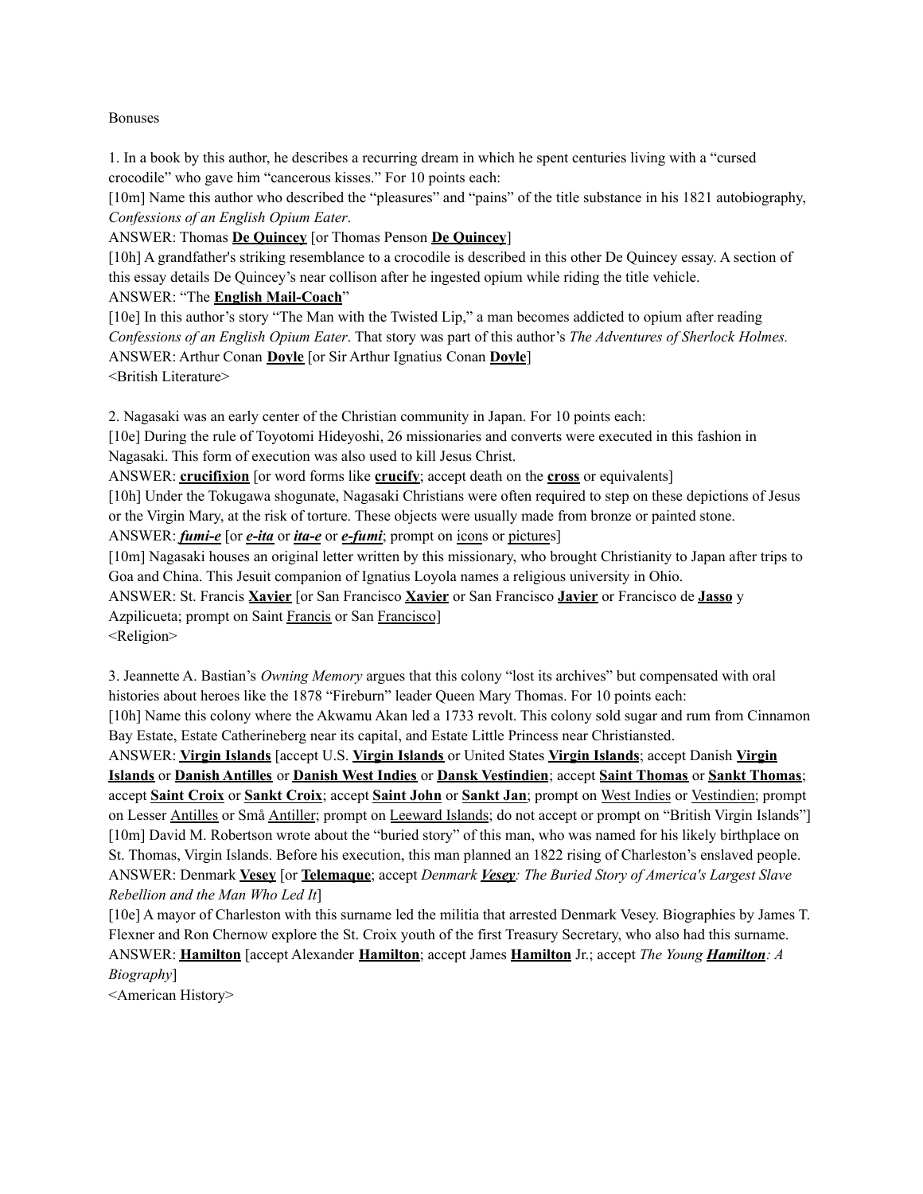Bonuses

1. In a book by this author, he describes a recurring dream in which he spent centuries living with a "cursed crocodile" who gave him "cancerous kisses." For 10 points each:

[10m] Name this author who described the "pleasures" and "pains" of the title substance in his 1821 autobiography, *Confessions of an English Opium Eater*.

ANSWER: Thomas **De Quincey** [or Thomas Penson **De Quincey**]

[10h] A grandfather's striking resemblance to a crocodile is described in this other De Quincey essay. A section of this essay details De Quincey's near collison after he ingested opium while riding the title vehicle.

ANSWER: "The **English Mail-Coach**"

[10e] In this author's story "The Man with the Twisted Lip," a man becomes addicted to opium after reading *Confessions of an English Opium Eater*. That story was part of this author's *The Adventures of Sherlock Holmes.*

ANSWER: Arthur Conan **Doyle** [or Sir Arthur Ignatius Conan **Doyle**]

<British Literature>

2. Nagasaki was an early center of the Christian community in Japan. For 10 points each:

[10e] During the rule of Toyotomi Hideyoshi, 26 missionaries and converts were executed in this fashion in Nagasaki. This form of execution was also used to kill Jesus Christ.

ANSWER: **crucifixion** [or word forms like **crucify**; accept death on the **cross** or equivalents]

[10h] Under the Tokugawa shogunate, Nagasaki Christians were often required to step on these depictions of Jesus or the Virgin Mary, at the risk of torture. These objects were usually made from bronze or painted stone.

ANSWER: ***fumi-e*** [or ***e-ita*** or ***ita-e*** or ***e-fumi***; prompt on icons or pictures]

[10m] Nagasaki houses an original letter written by this missionary, who brought Christianity to Japan after trips to Goa and China. This Jesuit companion of Ignatius Loyola names a religious university in Ohio.

ANSWER: St. Francis **Xavier** [or San Francisco **Xavier** or San Francisco **Javier** or Francisco de **Jasso** y Azpilicueta; prompt on Saint Francis or San Francisco]

<Religion>

3. Jeannette A. Bastian's *Owning Memory* argues that this colony "lost its archives" but compensated with oral histories about heroes like the 1878 "Fireburn" leader Queen Mary Thomas. For 10 points each:

[10h] Name this colony where the Akwamu Akan led a 1733 revolt. This colony sold sugar and rum from Cinnamon Bay Estate, Estate Catherineberg near its capital, and Estate Little Princess near Christiansted.

ANSWER: **Virgin Islands** [accept U.S. **Virgin Islands** or United States **Virgin Islands**; accept Danish **Virgin Islands** or **Danish Antilles** or **Danish West Indies** or **Dansk Vestindien**; accept **Saint Thomas** or **Sankt Thomas**; accept **Saint Croix** or **Sankt Croix**; accept **Saint John** or **Sankt Jan**; prompt on West Indies or Vestindien; prompt on Lesser Antilles or Små Antiller; prompt on Leeward Islands; do not accept or prompt on "British Virgin Islands"]

[10m] David M. Robertson wrote about the "buried story" of this man, who was named for his likely birthplace on St. Thomas, Virgin Islands. Before his execution, this man planned an 1822 rising of Charleston's enslaved people.

ANSWER: Denmark **Vesey** [or **Telemaque**; accept *Denmark **Vesey**: The Buried Story of America's Largest Slave Rebellion and the Man Who Led It*]

[10e] A mayor of Charleston with this surname led the militia that arrested Denmark Vesey. Biographies by James T. Flexner and Ron Chernow explore the St. Croix youth of the first Treasury Secretary, who also had this surname.

ANSWER: **Hamilton** [accept Alexander **Hamilton**; accept James **Hamilton** Jr.; accept *The Young **Hamilton**: A Biography*]

<American History>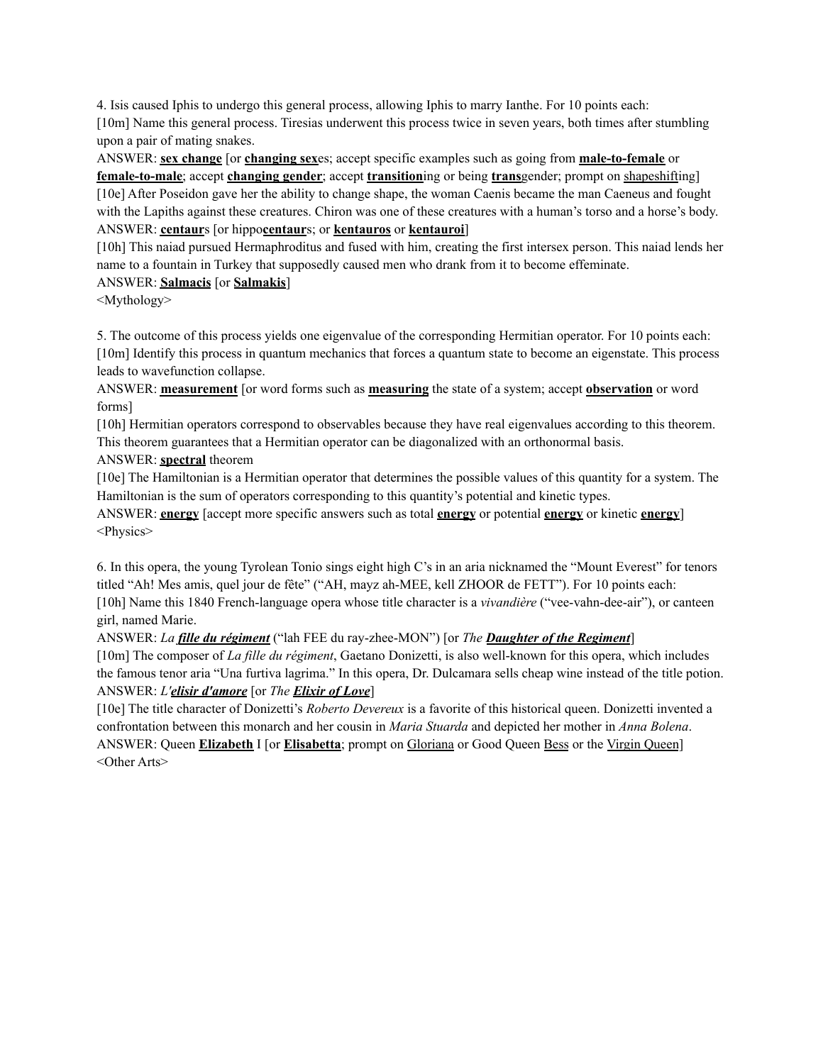4. Isis caused Iphis to undergo this general process, allowing Iphis to marry Ianthe. For 10 points each:

[10m] Name this general process. Tiresias underwent this process twice in seven years, both times after stumbling upon a pair of mating snakes.

ANSWER: **sex change** [or **changing sex**es; accept specific examples such as going from **male-to-female** or **female-to-male**; accept **changing gender**; accept **transition**ing or being **trans**gender; prompt on shapeshifting]

[10e] After Poseidon gave her the ability to change shape, the woman Caenis became the man Caeneus and fought with the Lapiths against these creatures. Chiron was one of these creatures with a human's torso and a horse's body.

ANSWER: **centaur**s [or hippo**centaur**s; or **kentauros** or **kentauroi**]

[10h] This naiad pursued Hermaphroditus and fused with him, creating the first intersex person. This naiad lends her name to a fountain in Turkey that supposedly caused men who drank from it to become effeminate.

ANSWER: **Salmacis** [or **Salmakis**]

<Mythology>

5. The outcome of this process yields one eigenvalue of the corresponding Hermitian operator. For 10 points each:

[10m] Identify this process in quantum mechanics that forces a quantum state to become an eigenstate. This process leads to wavefunction collapse.

ANSWER: **measurement** [or word forms such as **measuring** the state of a system; accept **observation** or word forms]

[10h] Hermitian operators correspond to observables because they have real eigenvalues according to this theorem. This theorem guarantees that a Hermitian operator can be diagonalized with an orthonormal basis.

ANSWER: **spectral** theorem

[10e] The Hamiltonian is a Hermitian operator that determines the possible values of this quantity for a system. The Hamiltonian is the sum of operators corresponding to this quantity's potential and kinetic types.

ANSWER: **energy** [accept more specific answers such as total **energy** or potential **energy** or kinetic **energy**]

<Physics>

6. In this opera, the young Tyrolean Tonio sings eight high C's in an aria nicknamed the "Mount Everest" for tenors titled "Ah! Mes amis, quel jour de fête" ("AH, mayz ah-MEE, kell ZHOOR de FETT"). For 10 points each:

[10h] Name this 1840 French-language opera whose title character is a *vivandière* ("vee-vahn-dee-air"), or canteen girl, named Marie.

ANSWER: *La **fille du régiment*** ("lah FEE du ray-zhee-MON") [or *The **Daughter of the Regiment***]

[10m] The composer of *La fille du régiment*, Gaetano Donizetti, is also well-known for this opera, which includes the famous tenor aria "Una furtiva lagrima." In this opera, Dr. Dulcamara sells cheap wine instead of the title potion.

ANSWER: *L'**elisir d'amore*** [or *The **Elixir of Love***]

[10e] The title character of Donizetti's *Roberto Devereux* is a favorite of this historical queen. Donizetti invented a confrontation between this monarch and her cousin in *Maria Stuarda* and depicted her mother in *Anna Bolena*.

ANSWER: Queen **Elizabeth** I [or **Elisabetta**; prompt on Gloriana or Good Queen Bess or the Virgin Queen]

<Other Arts>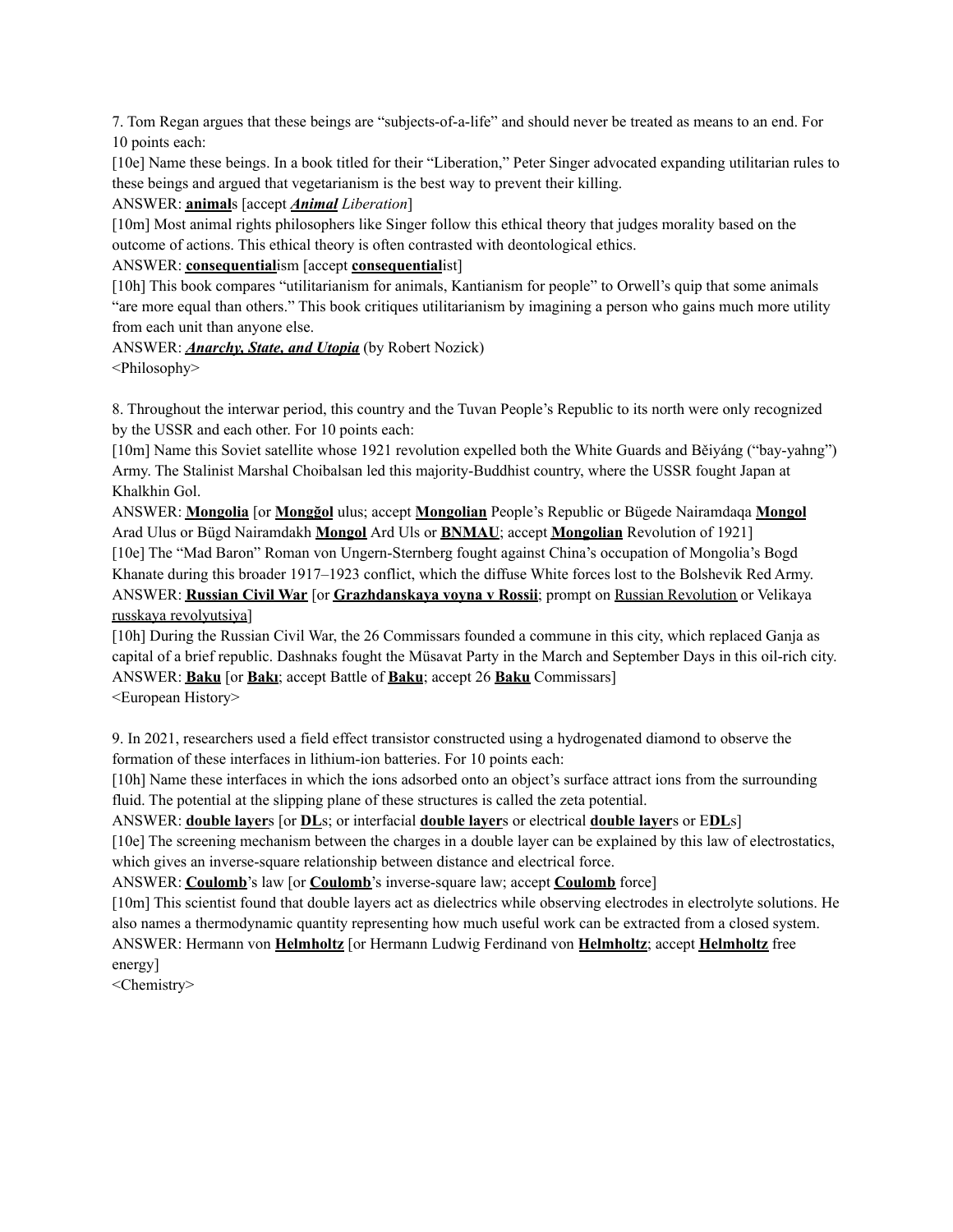7. Tom Regan argues that these beings are "subjects-of-a-life" and should never be treated as means to an end. For 10 points each:

[10e] Name these beings. In a book titled for their "Liberation," Peter Singer advocated expanding utilitarian rules to these beings and argued that vegetarianism is the best way to prevent their killing.

ANSWER: **animal**s [accept ***Animal*** *Liberation*]

[10m] Most animal rights philosophers like Singer follow this ethical theory that judges morality based on the outcome of actions. This ethical theory is often contrasted with deontological ethics.

ANSWER: **consequential**ism [accept **consequential**ist]

[10h] This book compares "utilitarianism for animals, Kantianism for people" to Orwell's quip that some animals "are more equal than others." This book critiques utilitarianism by imagining a person who gains much more utility from each unit than anyone else.

ANSWER: ***Anarchy, State, and Utopia*** (by Robert Nozick)

<Philosophy>

8. Throughout the interwar period, this country and the Tuvan People's Republic to its north were only recognized by the USSR and each other. For 10 points each:

[10m] Name this Soviet satellite whose 1921 revolution expelled both the White Guards and Běiyáng ("bay-yahng") Army. The Stalinist Marshal Choibalsan led this majority-Buddhist country, where the USSR fought Japan at Khalkhin Gol.

ANSWER: **Mongolia** [or **Mongğol** ulus; accept **Mongolian** People's Republic or Bügede Nairamdaqa **Mongol** Arad Ulus or Bügd Nairamdakh **Mongol** Ard Uls or **BNMAU**; accept **Mongolian** Revolution of 1921]

[10e] The "Mad Baron" Roman von Ungern-Sternberg fought against China's occupation of Mongolia's Bogd Khanate during this broader 1917–1923 conflict, which the diffuse White forces lost to the Bolshevik Red Army.

ANSWER: **Russian Civil War** [or **Grazhdanskaya voyna v Rossii**; prompt on Russian Revolution or Velikaya russkaya revolyutsiya]

[10h] During the Russian Civil War, the 26 Commissars founded a commune in this city, which replaced Ganja as capital of a brief republic. Dashnaks fought the Müsavat Party in the March and September Days in this oil-rich city.

ANSWER: **Baku** [or **Bakı**; accept Battle of **Baku**; accept 26 **Baku** Commissars]

<European History>

9. In 2021, researchers used a field effect transistor constructed using a hydrogenated diamond to observe the formation of these interfaces in lithium-ion batteries. For 10 points each:

[10h] Name these interfaces in which the ions adsorbed onto an object's surface attract ions from the surrounding fluid. The potential at the slipping plane of these structures is called the zeta potential.

ANSWER: **double layer**s [or **DL**s; or interfacial **double layer**s or electrical **double layer**s or E**DL**s]

[10e] The screening mechanism between the charges in a double layer can be explained by this law of electrostatics, which gives an inverse-square relationship between distance and electrical force.

ANSWER: **Coulomb**'s law [or **Coulomb**'s inverse-square law; accept **Coulomb** force]

[10m] This scientist found that double layers act as dielectrics while observing electrodes in electrolyte solutions. He also names a thermodynamic quantity representing how much useful work can be extracted from a closed system.

ANSWER: Hermann von **Helmholtz** [or Hermann Ludwig Ferdinand von **Helmholtz**; accept **Helmholtz** free energy]

<Chemistry>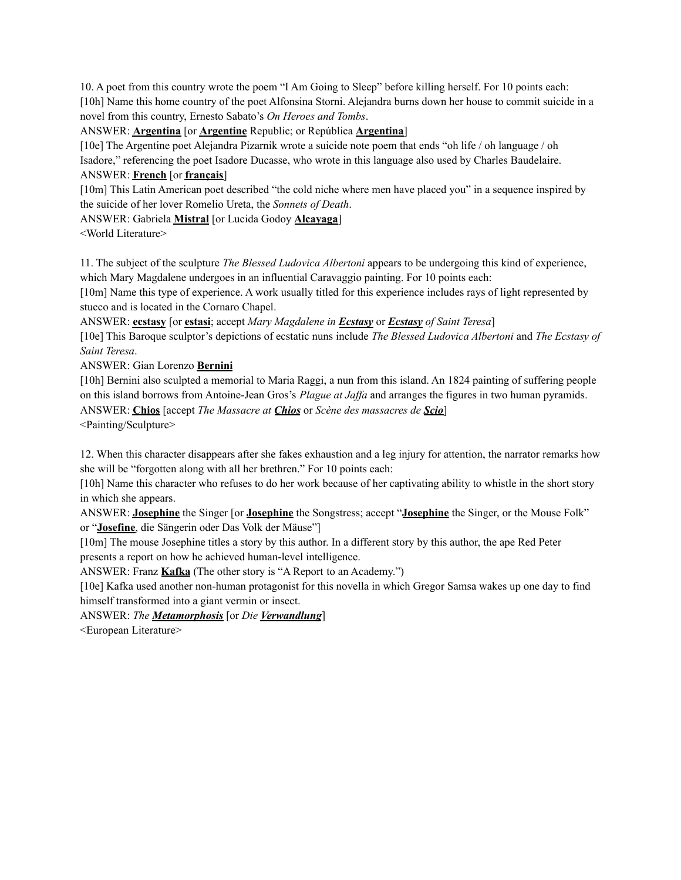10. A poet from this country wrote the poem "I Am Going to Sleep" before killing herself. For 10 points each:
[10h] Name this home country of the poet Alfonsina Storni. Alejandra burns down her house to commit suicide in a novel from this country, Ernesto Sabato's *On Heroes and Tombs*.
ANSWER: **__Argentina__** [or **__Argentine__** Republic; or República **__Argentina__**]
[10e] The Argentine poet Alejandra Pizarnik wrote a suicide note poem that ends "oh life / oh language / oh Isadore," referencing the poet Isadore Ducasse, who wrote in this language also used by Charles Baudelaire.
ANSWER: **__French__** [or **__français__**]
[10m] This Latin American poet described "the cold niche where men have placed you" in a sequence inspired by the suicide of her lover Romelio Ureta, the *Sonnets of Death*.
ANSWER: Gabriela **__Mistral__** [or Lucida Godoy **__Alcayaga__**]
<World Literature>

11. The subject of the sculpture *The Blessed Ludovica Albertoni* appears to be undergoing this kind of experience, which Mary Magdalene undergoes in an influential Caravaggio painting. For 10 points each:
[10m] Name this type of experience. A work usually titled for this experience includes rays of light represented by stucco and is located in the Cornaro Chapel.
ANSWER: **__ecstasy__** [or **__estasi__**; accept *Mary Magdalene in **__Ecstasy__*** or ***__Ecstasy__** of Saint Teresa*]
[10e] This Baroque sculptor's depictions of ecstatic nuns include *The Blessed Ludovica Albertoni* and *The Ecstasy of Saint Teresa*.
ANSWER: Gian Lorenzo **__Bernini__**
[10h] Bernini also sculpted a memorial to Maria Raggi, a nun from this island. An 1824 painting of suffering people on this island borrows from Antoine-Jean Gros's *Plague at Jaffa* and arranges the figures in two human pyramids.
ANSWER: **__Chios__** [accept *The Massacre at **__Chios__*** or *Scène des massacres de **__Scio__***]
<Painting/Sculpture>

12. When this character disappears after she fakes exhaustion and a leg injury for attention, the narrator remarks how she will be "forgotten along with all her brethren." For 10 points each:
[10h] Name this character who refuses to do her work because of her captivating ability to whistle in the short story in which she appears.
ANSWER: **__Josephine__** the Singer [or **__Josephine__** the Songstress; accept "**__Josephine__** the Singer, or the Mouse Folk" or "**__Josefine__**, die Sängerin oder Das Volk der Mäuse"]
[10m] The mouse Josephine titles a story by this author. In a different story by this author, the ape Red Peter presents a report on how he achieved human-level intelligence.
ANSWER: Franz **__Kafka__** (The other story is "A Report to an Academy.")
[10e] Kafka used another non-human protagonist for this novella in which Gregor Samsa wakes up one day to find himself transformed into a giant vermin or insect.
ANSWER: *The **__Metamorphosis__*** [or *Die **__Verwandlung__***]
<European Literature>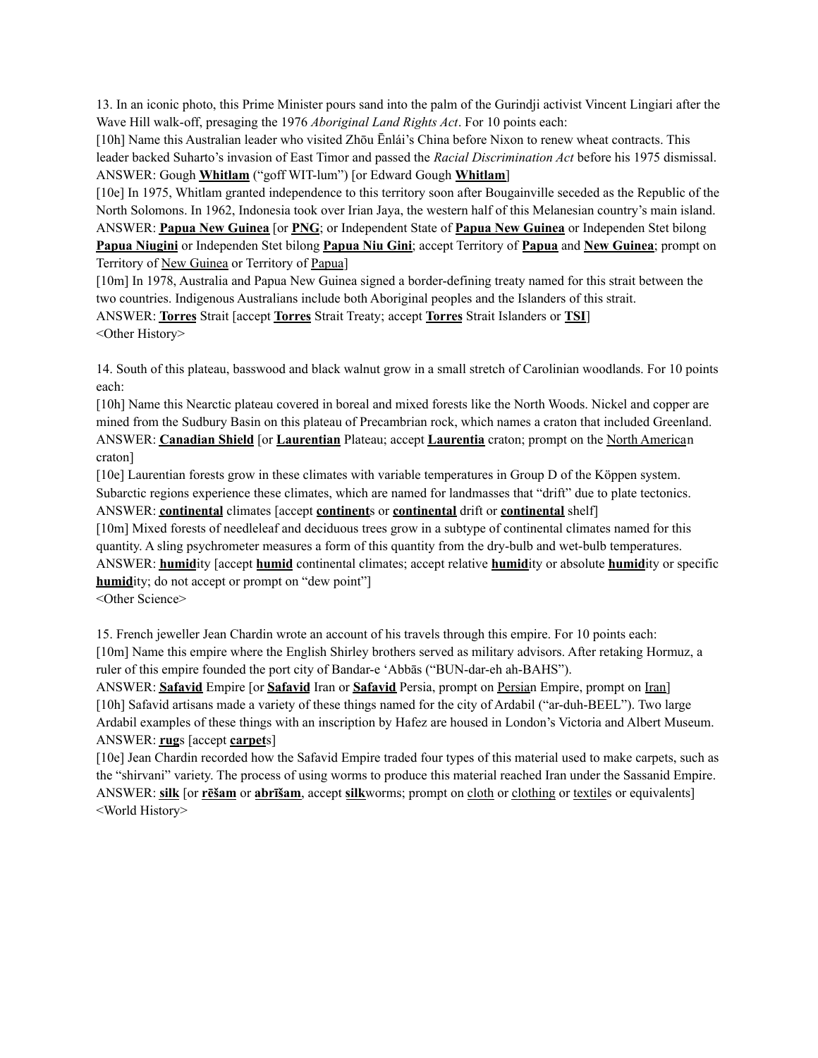13. In an iconic photo, this Prime Minister pours sand into the palm of the Gurindji activist Vincent Lingiari after the Wave Hill walk-off, presaging the 1976 *Aboriginal Land Rights Act*. For 10 points each:

[10h] Name this Australian leader who visited Zhōu Ēnlái's China before Nixon to renew wheat contracts. This leader backed Suharto's invasion of East Timor and passed the *Racial Discrimination Act* before his 1975 dismissal.

ANSWER: Gough **<u>Whitlam</u>** ("goff WIT-lum") [or Edward Gough **<u>Whitlam</u>**]

[10e] In 1975, Whitlam granted independence to this territory soon after Bougainville seceded as the Republic of the North Solomons. In 1962, Indonesia took over Irian Jaya, the western half of this Melanesian country's main island.

ANSWER: **<u>Papua New Guinea</u>** [or **<u>PNG</u>**; or Independent State of **<u>Papua New Guinea</u>** or Independen Stet bilong **<u>Papua Niugini</u>** or Independen Stet bilong **<u>Papua Niu Gini</u>**; accept Territory of **<u>Papua</u>** and **<u>New Guinea</u>**; prompt on Territory of <u>New Guinea</u> or Territory of <u>Papua</u>]

[10m] In 1978, Australia and Papua New Guinea signed a border-defining treaty named for this strait between the two countries. Indigenous Australians include both Aboriginal peoples and the Islanders of this strait.

ANSWER: **<u>Torres</u>** Strait [accept **<u>Torres</u>** Strait Treaty; accept **<u>Torres</u>** Strait Islanders or **<u>TSI</u>**]

<Other History>

14. South of this plateau, basswood and black walnut grow in a small stretch of Carolinian woodlands. For 10 points each:

[10h] Name this Nearctic plateau covered in boreal and mixed forests like the North Woods. Nickel and copper are mined from the Sudbury Basin on this plateau of Precambrian rock, which names a craton that included Greenland.

ANSWER: **<u>Canadian Shield</u>** [or **<u>Laurentian</u>** Plateau; accept **<u>Laurentia</u>** craton; prompt on the <u>North America</u>n craton]

[10e] Laurentian forests grow in these climates with variable temperatures in Group D of the Köppen system. Subarctic regions experience these climates, which are named for landmasses that "drift" due to plate tectonics.

ANSWER: **<u>continental</u>** climates [accept **<u>continent</u>**s or **<u>continental</u>** drift or **<u>continental</u>** shelf]

[10m] Mixed forests of needleleaf and deciduous trees grow in a subtype of continental climates named for this quantity. A sling psychrometer measures a form of this quantity from the dry-bulb and wet-bulb temperatures.

ANSWER: **<u>humid</u>**ity [accept **<u>humid</u>** continental climates; accept relative **<u>humid</u>**ity or absolute **<u>humid</u>**ity or specific **<u>humid</u>**ity; do not accept or prompt on "dew point"]

<Other Science>

15. French jeweller Jean Chardin wrote an account of his travels through this empire. For 10 points each:

[10m] Name this empire where the English Shirley brothers served as military advisors. After retaking Hormuz, a ruler of this empire founded the port city of Bandar-e 'Abbās ("BUN-dar-eh ah-BAHS").

ANSWER: **<u>Safavid</u>** Empire [or **<u>Safavid</u>** Iran or **<u>Safavid</u>** Persia, prompt on <u>Persia</u>n Empire, prompt on <u>Iran</u>]

[10h] Safavid artisans made a variety of these things named for the city of Ardabil ("ar-duh-BEEL"). Two large Ardabil examples of these things with an inscription by Hafez are housed in London's Victoria and Albert Museum.

ANSWER: **<u>rug</u>**s [accept **<u>carpet</u>**s]

[10e] Jean Chardin recorded how the Safavid Empire traded four types of this material used to make carpets, such as the "shirvani" variety. The process of using worms to produce this material reached Iran under the Sassanid Empire.

ANSWER: **<u>silk</u>** [or **<u>rēšam</u>** or **<u>abrīšam</u>**, accept **<u>silk</u>**worms; prompt on <u>cloth</u> or <u>clothing</u> or <u>textile</u>s or equivalents]

<World History>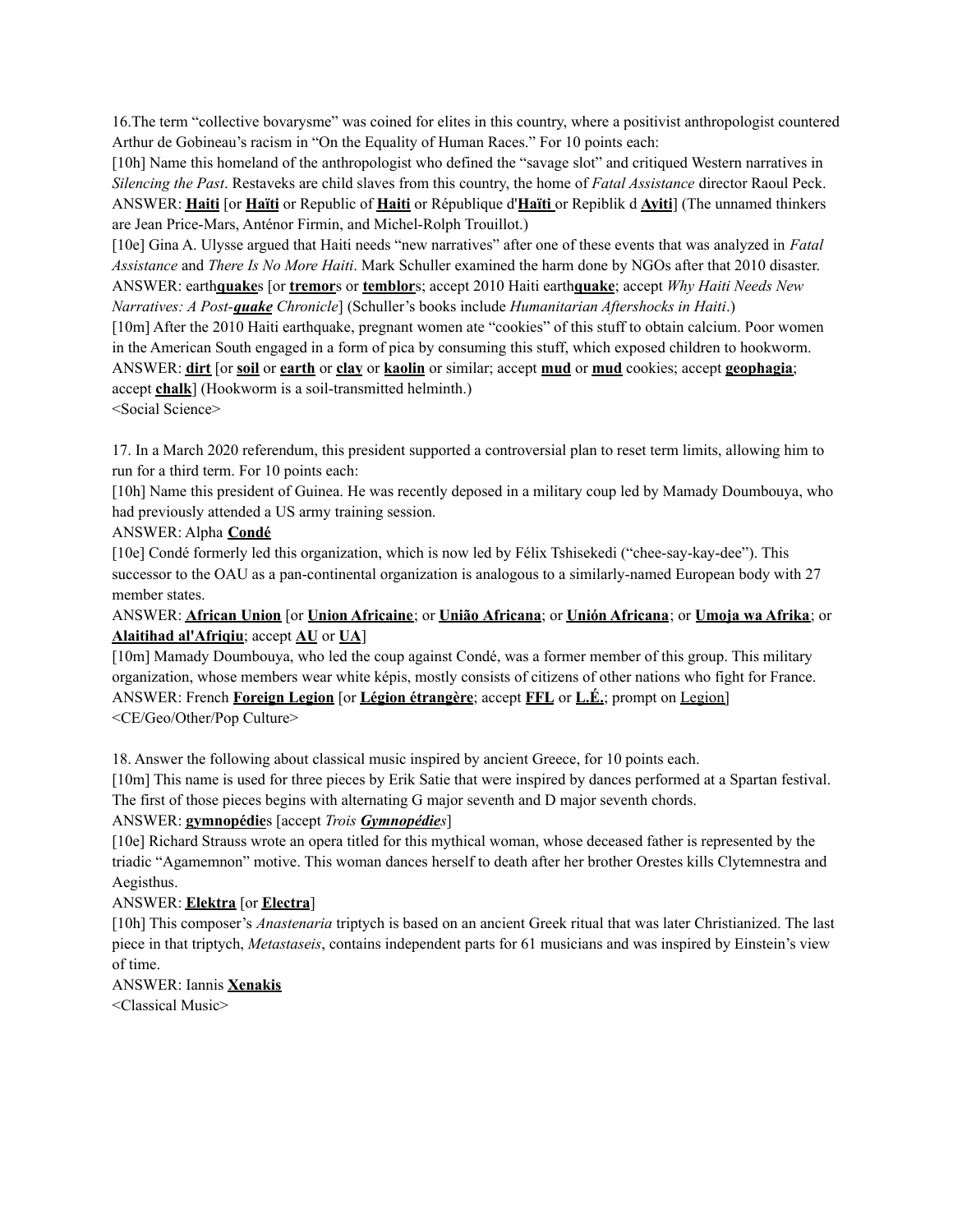16.The term "collective bovarysme" was coined for elites in this country, where a positivist anthropologist countered Arthur de Gobineau's racism in "On the Equality of Human Races." For 10 points each:

[10h] Name this homeland of the anthropologist who defined the "savage slot" and critiqued Western narratives in *Silencing the Past*. Restaveks are child slaves from this country, the home of *Fatal Assistance* director Raoul Peck.

ANSWER: **Haiti** [or **Haïti** or Republic of **Haiti** or République d'**Haïti** or Repiblik d **Ayiti**] (The unnamed thinkers are Jean Price-Mars, Anténor Firmin, and Michel-Rolph Trouillot.)

[10e] Gina A. Ulysse argued that Haiti needs "new narratives" after one of these events that was analyzed in *Fatal Assistance* and *There Is No More Haiti*. Mark Schuller examined the harm done by NGOs after that 2010 disaster.

ANSWER: earth**quake**s [or **tremor**s or **temblor**s; accept 2010 Haiti earth**quake**; accept *Why Haiti Needs New Narratives: A Post-**quake** Chronicle*] (Schuller's books include *Humanitarian Aftershocks in Haiti*.)

[10m] After the 2010 Haiti earthquake, pregnant women ate "cookies" of this stuff to obtain calcium. Poor women in the American South engaged in a form of pica by consuming this stuff, which exposed children to hookworm.

ANSWER: **dirt** [or **soil** or **earth** or **clay** or **kaolin** or similar; accept **mud** or **mud** cookies; accept **geophagia**; accept **chalk**] (Hookworm is a soil-transmitted helminth.)

<Social Science>

17. In a March 2020 referendum, this president supported a controversial plan to reset term limits, allowing him to run for a third term. For 10 points each:

[10h] Name this president of Guinea. He was recently deposed in a military coup led by Mamady Doumbouya, who had previously attended a US army training session.

ANSWER: Alpha **Condé**

[10e] Condé formerly led this organization, which is now led by Félix Tshisekedi ("chee-say-kay-dee"). This successor to the OAU as a pan-continental organization is analogous to a similarly-named European body with 27 member states.

ANSWER: **African Union** [or **Union Africaine**; or **União Africana**; or **Unión Africana**; or **Umoja wa Afrika**; or **Alaitihad al'Afriqiu**; accept **AU** or **UA**]

[10m] Mamady Doumbouya, who led the coup against Condé, was a former member of this group. This military organization, whose members wear white képis, mostly consists of citizens of other nations who fight for France.

ANSWER: French **Foreign Legion** [or **Légion étrangère**; accept **FFL** or **L.É.**; prompt on Legion]

<CE/Geo/Other/Pop Culture>

18. Answer the following about classical music inspired by ancient Greece, for 10 points each.

[10m] This name is used for three pieces by Erik Satie that were inspired by dances performed at a Spartan festival. The first of those pieces begins with alternating G major seventh and D major seventh chords.

ANSWER: **gymnopédie**s [accept *Trois **Gymnopédies***]

[10e] Richard Strauss wrote an opera titled for this mythical woman, whose deceased father is represented by the triadic "Agamemnon" motive. This woman dances herself to death after her brother Orestes kills Clytemnestra and Aegisthus.

ANSWER: **Elektra** [or **Electra**]

[10h] This composer's *Anastenaria* triptych is based on an ancient Greek ritual that was later Christianized. The last piece in that triptych, *Metastaseis*, contains independent parts for 61 musicians and was inspired by Einstein's view of time.

ANSWER: Iannis **Xenakis**

<Classical Music>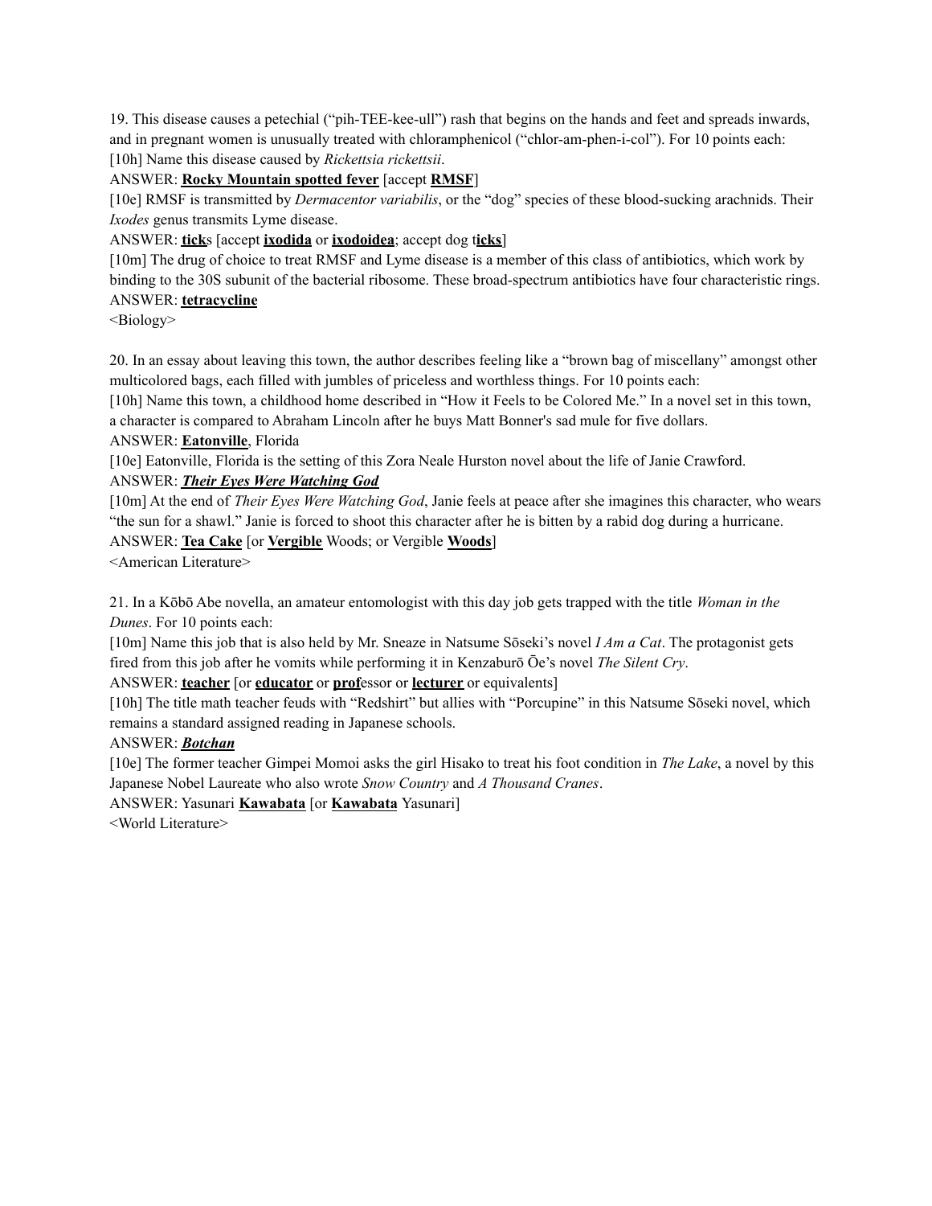19. This disease causes a petechial ("pih-TEE-kee-ull") rash that begins on the hands and feet and spreads inwards, and in pregnant women is unusually treated with chloramphenicol ("chlor-am-phen-i-col"). For 10 points each:

[10h] Name this disease caused by *Rickettsia rickettsii*.

ANSWER: **Rocky Mountain spotted fever** [accept **RMSF**]

[10e] RMSF is transmitted by *Dermacentor variabilis*, or the "dog" species of these blood-sucking arachnids. Their *Ixodes* genus transmits Lyme disease.

ANSWER: **tick**s [accept **ixodida** or **ixodoidea**; accept dog t**icks**]

[10m] The drug of choice to treat RMSF and Lyme disease is a member of this class of antibiotics, which work by binding to the 30S subunit of the bacterial ribosome. These broad-spectrum antibiotics have four characteristic rings.

ANSWER: **tetracycline**

<Biology>

20. In an essay about leaving this town, the author describes feeling like a "brown bag of miscellany" amongst other multicolored bags, each filled with jumbles of priceless and worthless things. For 10 points each:

[10h] Name this town, a childhood home described in "How it Feels to be Colored Me." In a novel set in this town, a character is compared to Abraham Lincoln after he buys Matt Bonner's sad mule for five dollars.

ANSWER: **Eatonville**, Florida

[10e] Eatonville, Florida is the setting of this Zora Neale Hurston novel about the life of Janie Crawford.

ANSWER: ***Their Eyes Were Watching God***

[10m] At the end of *Their Eyes Were Watching God*, Janie feels at peace after she imagines this character, who wears "the sun for a shawl." Janie is forced to shoot this character after he is bitten by a rabid dog during a hurricane.

ANSWER: **Tea Cake** [or **Vergible** Woods; or Vergible **Woods**]

<American Literature>

21. In a Kōbō Abe novella, an amateur entomologist with this day job gets trapped with the title *Woman in the Dunes*. For 10 points each:

[10m] Name this job that is also held by Mr. Sneaze in Natsume Sōseki's novel *I Am a Cat*. The protagonist gets fired from this job after he vomits while performing it in Kenzaburō Ōe's novel *The Silent Cry*.

ANSWER: **teacher** [or **educator** or **prof**essor or **lecturer** or equivalents]

[10h] The title math teacher feuds with "Redshirt" but allies with "Porcupine" in this Natsume Sōseki novel, which remains a standard assigned reading in Japanese schools.

ANSWER: ***Botchan***

[10e] The former teacher Gimpei Momoi asks the girl Hisako to treat his foot condition in *The Lake*, a novel by this Japanese Nobel Laureate who also wrote *Snow Country* and *A Thousand Cranes*.

ANSWER: Yasunari **Kawabata** [or **Kawabata** Yasunari]

<World Literature>